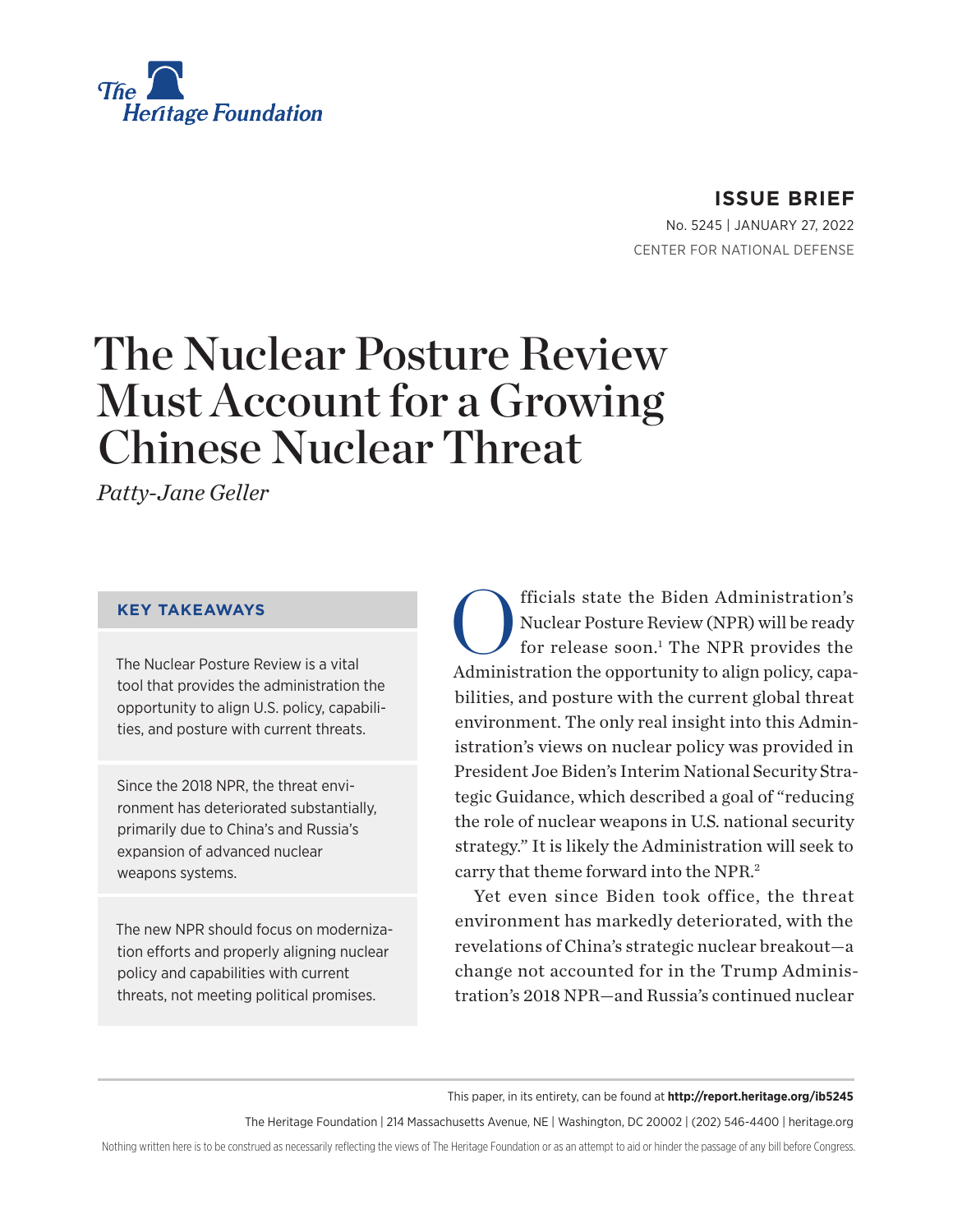The Heritage Foundation

**ISSUE BRIEF**

No. 5245 | JANUARY 27, 2022

CENTER FOR NATIONAL DEFENSE

# The Nuclear Posture Review Must Account for a Growing Chinese Nuclear Threat

*Patty-Jane Geller*

### KEY TAKEAWAYS

The Nuclear Posture Review is a vital tool that provides the administration the opportunity to align U.S. policy, capabilities, and posture with current threats.

Since the 2018 NPR, the threat environment has deteriorated substantially, primarily due to China's and Russia's expansion of advanced nuclear weapons systems.

The new NPR should focus on modernization efforts and properly aligning nuclear policy and capabilities with current threats, not meeting political promises.

Officials state the Biden Administration's Nuclear Posture Review (NPR) will be ready for release soon.[1] The NPR provides the Administration the opportunity to align policy, capabilities, and posture with the current global threat environment. The only real insight into this Administration's views on nuclear policy was provided in President Joe Biden's Interim National Security Strategic Guidance, which described a goal of "reducing the role of nuclear weapons in U.S. national security strategy." It is likely the Administration will seek to carry that theme forward into the NPR.[2]

Yet even since Biden took office, the threat environment has markedly deteriorated, with the revelations of China's strategic nuclear breakout—a change not accounted for in the Trump Administration's 2018 NPR—and Russia's continued nuclear

This paper, in its entirety, can be found at **http://report.heritage.org/ib5245**

The Heritage Foundation | 214 Massachusetts Avenue, NE | Washington, DC 20002 | (202) 546-4400 | heritage.org

Nothing written here is to be construed as necessarily reflecting the views of The Heritage Foundation or as an attempt to aid or hinder the passage of any bill before Congress.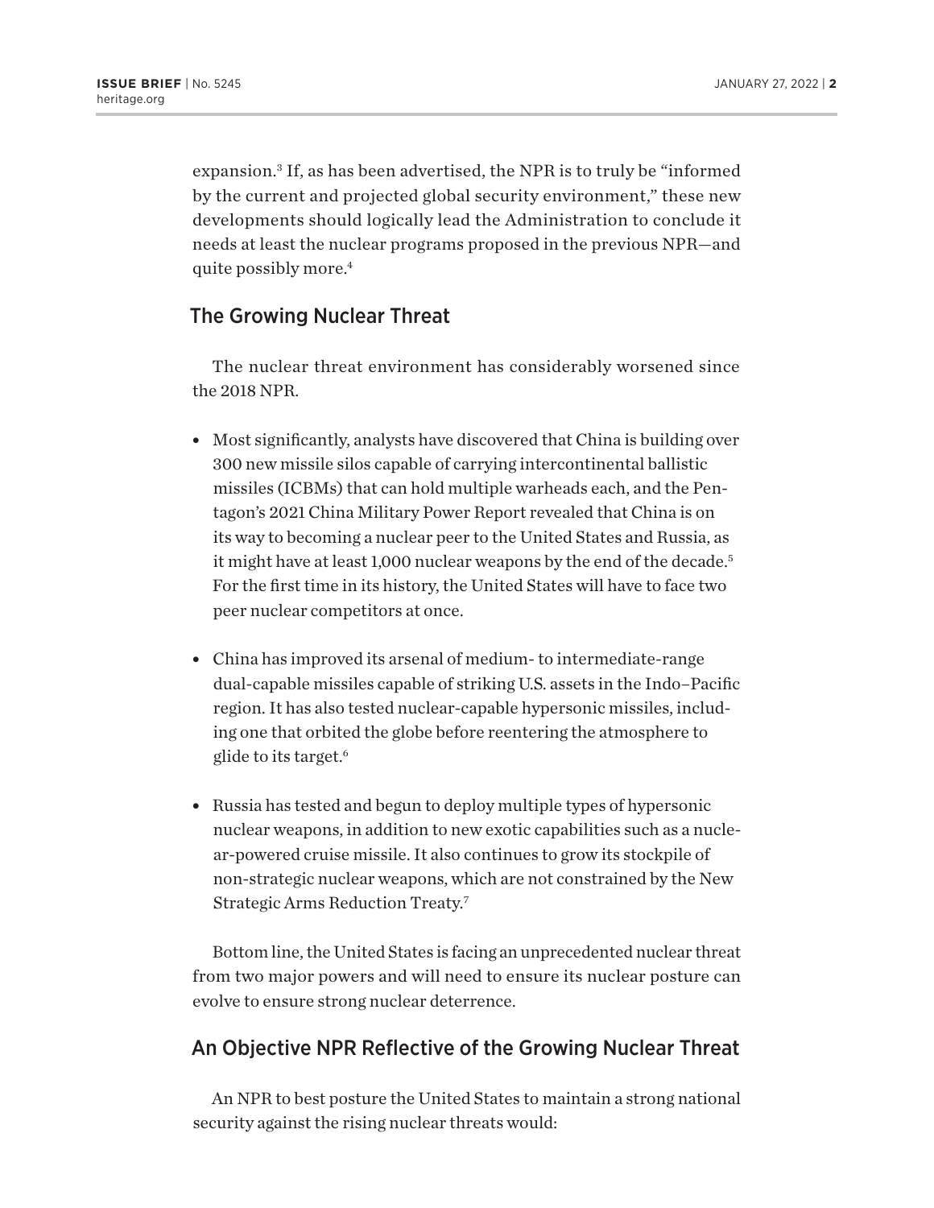expansion.[3] If, as has been advertised, the NPR is to truly be "informed by the current and projected global security environment," these new developments should logically lead the Administration to conclude it needs at least the nuclear programs proposed in the previous NPR—and quite possibly more.[4]

## The Growing Nuclear Threat

The nuclear threat environment has considerably worsened since the 2018 NPR.

- Most significantly, analysts have discovered that China is building over 300 new missile silos capable of carrying intercontinental ballistic missiles (ICBMs) that can hold multiple warheads each, and the Pentagon's 2021 China Military Power Report revealed that China is on its way to becoming a nuclear peer to the United States and Russia, as it might have at least 1,000 nuclear weapons by the end of the decade.[5] For the first time in its history, the United States will have to face two peer nuclear competitors at once.

- China has improved its arsenal of medium- to intermediate-range dual-capable missiles capable of striking U.S. assets in the Indo–Pacific region. It has also tested nuclear-capable hypersonic missiles, including one that orbited the globe before reentering the atmosphere to glide to its target.[6]

- Russia has tested and begun to deploy multiple types of hypersonic nuclear weapons, in addition to new exotic capabilities such as a nuclear-powered cruise missile. It also continues to grow its stockpile of non-strategic nuclear weapons, which are not constrained by the New Strategic Arms Reduction Treaty.[7]

Bottom line, the United States is facing an unprecedented nuclear threat from two major powers and will need to ensure its nuclear posture can evolve to ensure strong nuclear deterrence.

## An Objective NPR Reflective of the Growing Nuclear Threat

An NPR to best posture the United States to maintain a strong national security against the rising nuclear threats would: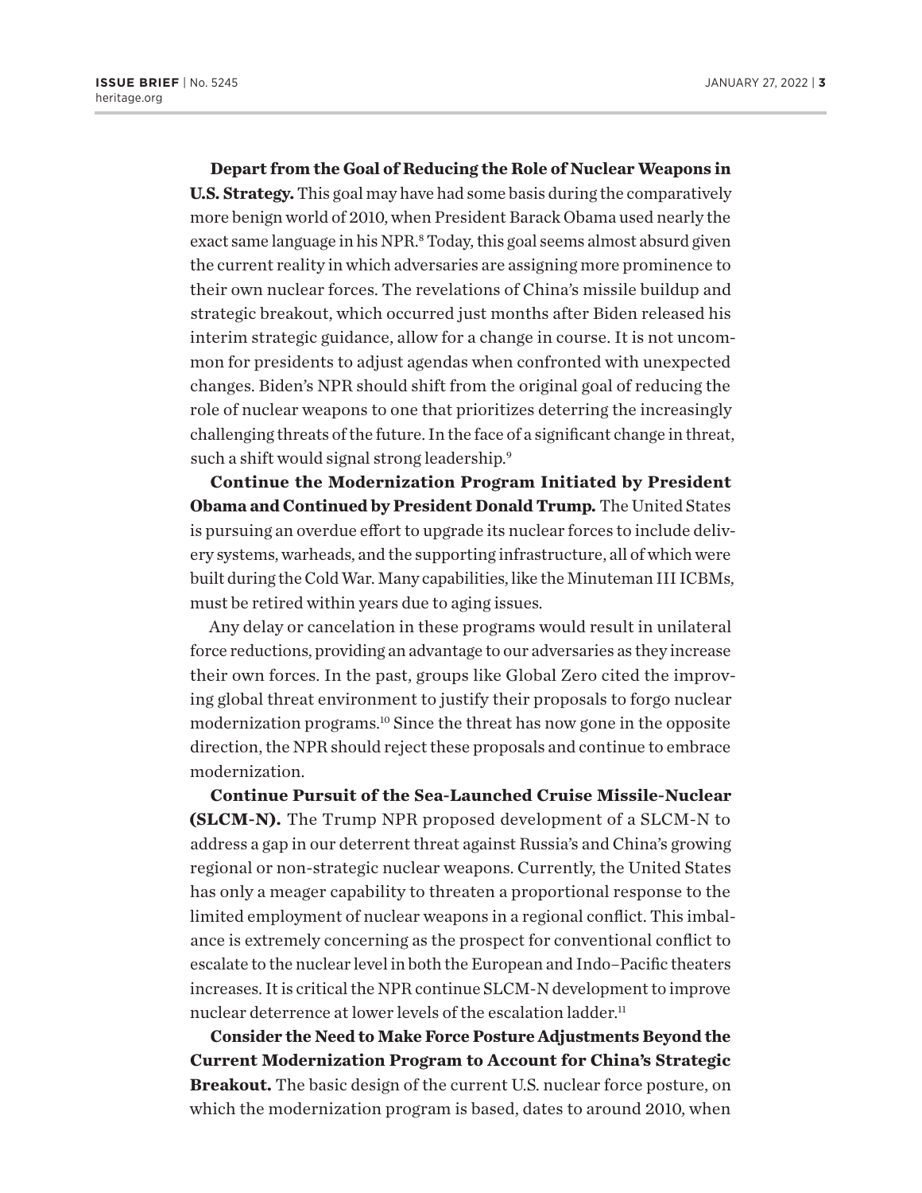**Depart from the Goal of Reducing the Role of Nuclear Weapons in U.S. Strategy.** This goal may have had some basis during the comparatively more benign world of 2010, when President Barack Obama used nearly the exact same language in his NPR.[8] Today, this goal seems almost absurd given the current reality in which adversaries are assigning more prominence to their own nuclear forces. The revelations of China's missile buildup and strategic breakout, which occurred just months after Biden released his interim strategic guidance, allow for a change in course. It is not uncommon for presidents to adjust agendas when confronted with unexpected changes. Biden's NPR should shift from the original goal of reducing the role of nuclear weapons to one that prioritizes deterring the increasingly challenging threats of the future. In the face of a significant change in threat, such a shift would signal strong leadership.[9]

**Continue the Modernization Program Initiated by President Obama and Continued by President Donald Trump.** The United States is pursuing an overdue effort to upgrade its nuclear forces to include delivery systems, warheads, and the supporting infrastructure, all of which were built during the Cold War. Many capabilities, like the Minuteman III ICBMs, must be retired within years due to aging issues.

Any delay or cancelation in these programs would result in unilateral force reductions, providing an advantage to our adversaries as they increase their own forces. In the past, groups like Global Zero cited the improving global threat environment to justify their proposals to forgo nuclear modernization programs.[10] Since the threat has now gone in the opposite direction, the NPR should reject these proposals and continue to embrace modernization.

**Continue Pursuit of the Sea-Launched Cruise Missile-Nuclear (SLCM-N).** The Trump NPR proposed development of a SLCM-N to address a gap in our deterrent threat against Russia's and China's growing regional or non-strategic nuclear weapons. Currently, the United States has only a meager capability to threaten a proportional response to the limited employment of nuclear weapons in a regional conflict. This imbalance is extremely concerning as the prospect for conventional conflict to escalate to the nuclear level in both the European and Indo–Pacific theaters increases. It is critical the NPR continue SLCM-N development to improve nuclear deterrence at lower levels of the escalation ladder.[11]

**Consider the Need to Make Force Posture Adjustments Beyond the Current Modernization Program to Account for China's Strategic Breakout.** The basic design of the current U.S. nuclear force posture, on which the modernization program is based, dates to around 2010, when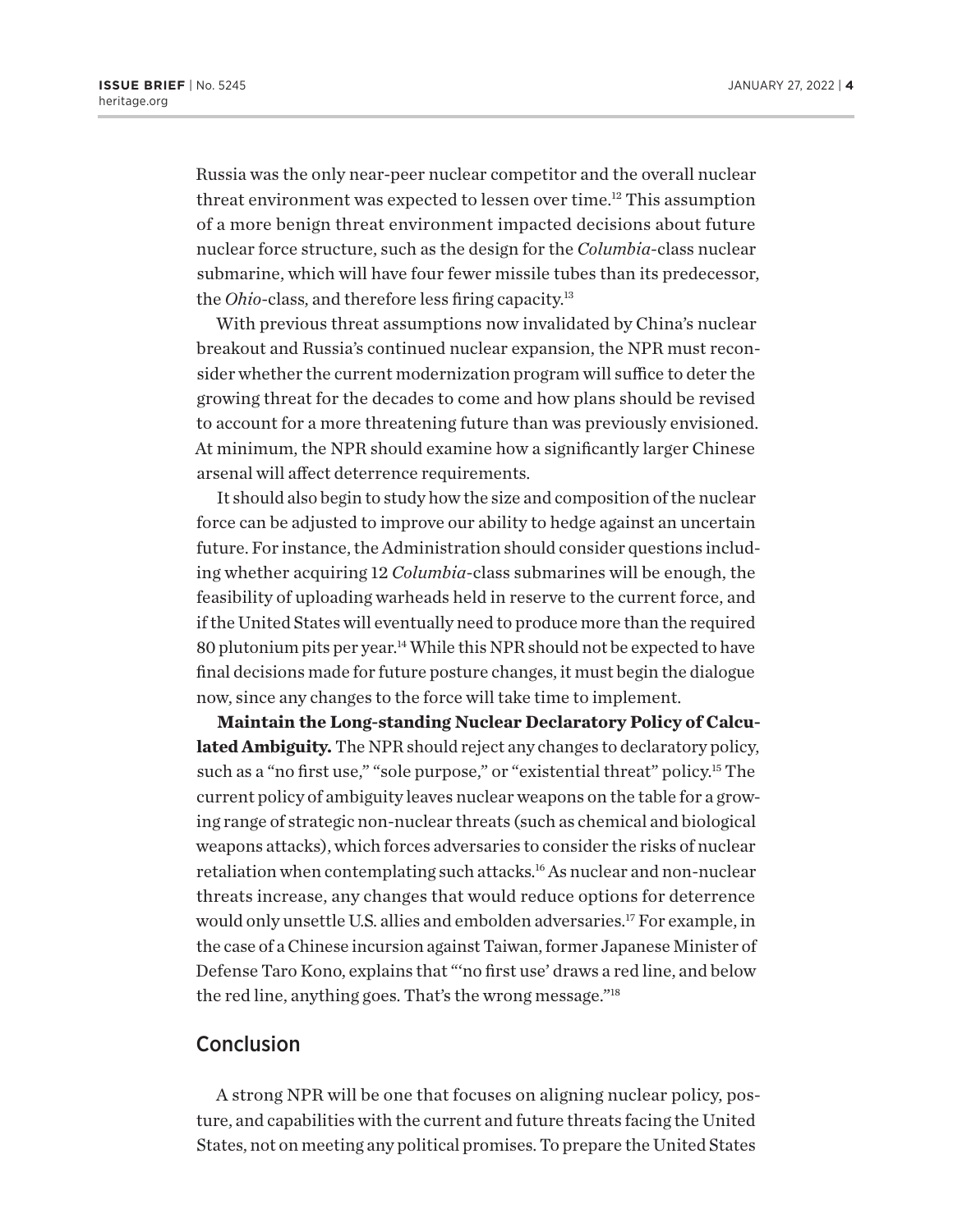Russia was the only near-peer nuclear competitor and the overall nuclear threat environment was expected to lessen over time.[12] This assumption of a more benign threat environment impacted decisions about future nuclear force structure, such as the design for the *Columbia*-class nuclear submarine, which will have four fewer missile tubes than its predecessor, the *Ohio*-class, and therefore less firing capacity.[13]

With previous threat assumptions now invalidated by China's nuclear breakout and Russia's continued nuclear expansion, the NPR must reconsider whether the current modernization program will suffice to deter the growing threat for the decades to come and how plans should be revised to account for a more threatening future than was previously envisioned. At minimum, the NPR should examine how a significantly larger Chinese arsenal will affect deterrence requirements.

It should also begin to study how the size and composition of the nuclear force can be adjusted to improve our ability to hedge against an uncertain future. For instance, the Administration should consider questions including whether acquiring 12 *Columbia*-class submarines will be enough, the feasibility of uploading warheads held in reserve to the current force, and if the United States will eventually need to produce more than the required 80 plutonium pits per year.[14] While this NPR should not be expected to have final decisions made for future posture changes, it must begin the dialogue now, since any changes to the force will take time to implement.

**Maintain the Long-standing Nuclear Declaratory Policy of Calculated Ambiguity.** The NPR should reject any changes to declaratory policy, such as a "no first use," "sole purpose," or "existential threat" policy.[15] The current policy of ambiguity leaves nuclear weapons on the table for a growing range of strategic non-nuclear threats (such as chemical and biological weapons attacks), which forces adversaries to consider the risks of nuclear retaliation when contemplating such attacks.[16] As nuclear and non-nuclear threats increase, any changes that would reduce options for deterrence would only unsettle U.S. allies and embolden adversaries.[17] For example, in the case of a Chinese incursion against Taiwan, former Japanese Minister of Defense Taro Kono, explains that "'no first use' draws a red line, and below the red line, anything goes. That's the wrong message."[18]

## Conclusion

A strong NPR will be one that focuses on aligning nuclear policy, posture, and capabilities with the current and future threats facing the United States, not on meeting any political promises. To prepare the United States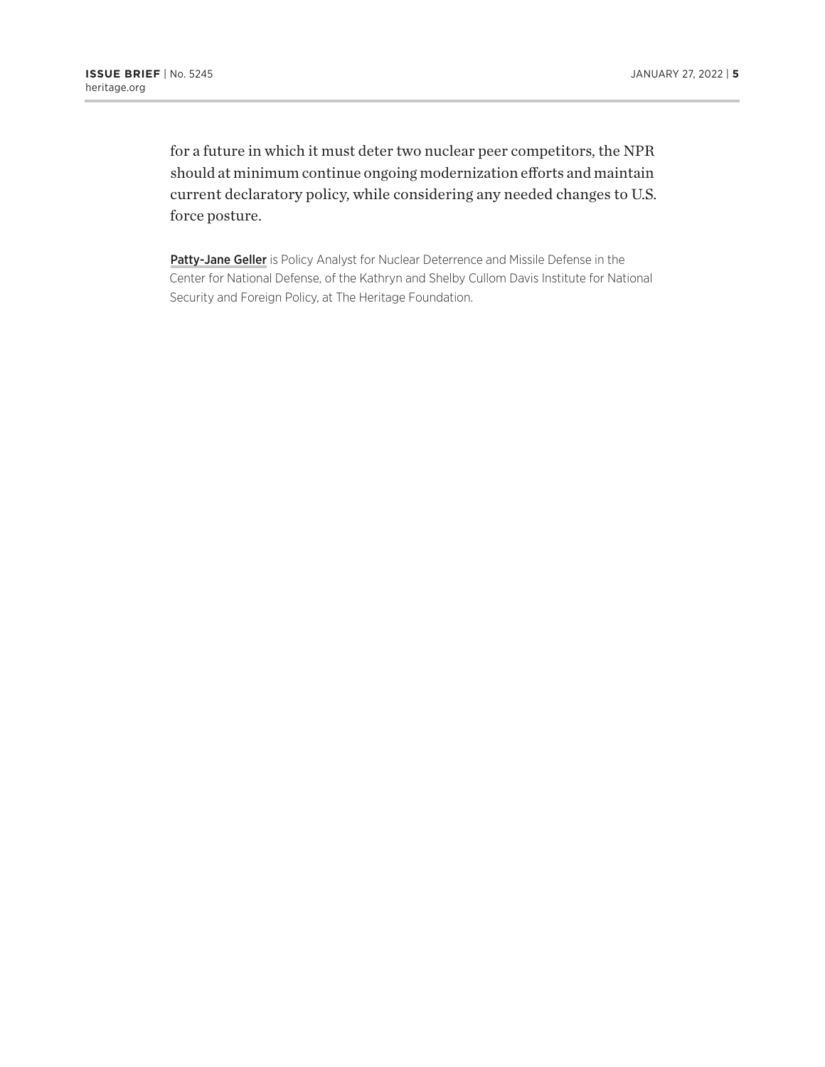for a future in which it must deter two nuclear peer competitors, the NPR should at minimum continue ongoing modernization efforts and maintain current declaratory policy, while considering any needed changes to U.S. force posture.

**Patty-Jane Geller** is Policy Analyst for Nuclear Deterrence and Missile Defense in the Center for National Defense, of the Kathryn and Shelby Cullom Davis Institute for National Security and Foreign Policy, at The Heritage Foundation.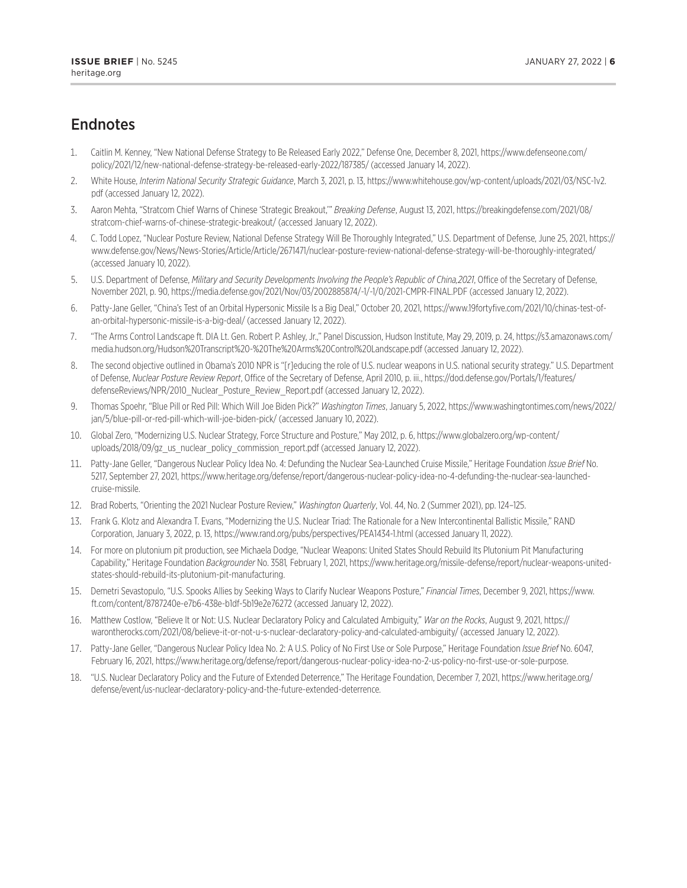## Endnotes

1. Caitlin M. Kenney, "New National Defense Strategy to Be Released Early 2022," Defense One, December 8, 2021, https://www.defenseone.com/policy/2021/12/new-national-defense-strategy-be-released-early-2022/187385/ (accessed January 14, 2022).
2. White House, *Interim National Security Strategic Guidance*, March 3, 2021, p. 13, https://www.whitehouse.gov/wp-content/uploads/2021/03/NSC-1v2.pdf (accessed January 12, 2022).
3. Aaron Mehta, "Stratcom Chief Warns of Chinese 'Strategic Breakout,'" *Breaking Defense*, August 13, 2021, https://breakingdefense.com/2021/08/stratcom-chief-warns-of-chinese-strategic-breakout/ (accessed January 12, 2022).
4. C. Todd Lopez, "Nuclear Posture Review, National Defense Strategy Will Be Thoroughly Integrated," U.S. Department of Defense, June 25, 2021, https://www.defense.gov/News/News-Stories/Article/Article/2671471/nuclear-posture-review-national-defense-strategy-will-be-thoroughly-integrated/ (accessed January 10, 2022).
5. U.S. Department of Defense, *Military and Security Developments Involving the People's Republic of China,2021*, Office of the Secretary of Defense, November 2021, p. 90, https://media.defense.gov/2021/Nov/03/2002885874/-1/-1/0/2021-CMPR-FINAL.PDF (accessed January 12, 2022).
6. Patty-Jane Geller, "China's Test of an Orbital Hypersonic Missile Is a Big Deal," October 20, 2021, https://www.19fortyfive.com/2021/10/chinas-test-of-an-orbital-hypersonic-missile-is-a-big-deal/ (accessed January 12, 2022).
7. "The Arms Control Landscape ft. DIA Lt. Gen. Robert P. Ashley, Jr.," Panel Discussion, Hudson Institute, May 29, 2019, p. 24, https://s3.amazonaws.com/media.hudson.org/Hudson%20Transcript%20-%20The%20Arms%20Control%20Landscape.pdf (accessed January 12, 2022).
8. The second objective outlined in Obama's 2010 NPR is "[r]educing the role of U.S. nuclear weapons in U.S. national security strategy." U.S. Department of Defense, *Nuclear Posture Review Report*, Office of the Secretary of Defense, April 2010, p. iii., https://dod.defense.gov/Portals/1/features/defenseReviews/NPR/2010_Nuclear_Posture_Review_Report.pdf (accessed January 12, 2022).
9. Thomas Spoehr, "Blue Pill or Red Pill: Which Will Joe Biden Pick?" *Washington Times*, January 5, 2022, https://www.washingtontimes.com/news/2022/jan/5/blue-pill-or-red-pill-which-will-joe-biden-pick/ (accessed January 10, 2022).
10. Global Zero, "Modernizing U.S. Nuclear Strategy, Force Structure and Posture," May 2012, p. 6, https://www.globalzero.org/wp-content/uploads/2018/09/gz_us_nuclear_policy_commission_report.pdf (accessed January 12, 2022).
11. Patty-Jane Geller, "Dangerous Nuclear Policy Idea No. 4: Defunding the Nuclear Sea-Launched Cruise Missile," Heritage Foundation *Issue Brief* No. 5217, September 27, 2021, https://www.heritage.org/defense/report/dangerous-nuclear-policy-idea-no-4-defunding-the-nuclear-sea-launched-cruise-missile.
12. Brad Roberts, "Orienting the 2021 Nuclear Posture Review," *Washington Quarterly*, Vol. 44, No. 2 (Summer 2021), pp. 124–125.
13. Frank G. Klotz and Alexandra T. Evans, "Modernizing the U.S. Nuclear Triad: The Rationale for a New Intercontinental Ballistic Missile," RAND Corporation, January 3, 2022, p. 13, https://www.rand.org/pubs/perspectives/PEA1434-1.html (accessed January 11, 2022).
14. For more on plutonium pit production, see Michaela Dodge, "Nuclear Weapons: United States Should Rebuild Its Plutonium Pit Manufacturing Capability," Heritage Foundation *Backgrounder* No. 3581, February 1, 2021, https://www.heritage.org/missile-defense/report/nuclear-weapons-united-states-should-rebuild-its-plutonium-pit-manufacturing.
15. Demetri Sevastopulo, "U.S. Spooks Allies by Seeking Ways to Clarify Nuclear Weapons Posture," *Financial Times*, December 9, 2021, https://www.ft.com/content/8787240e-e7b6-438e-b1df-5b19e2e76272 (accessed January 12, 2022).
16. Matthew Costlow, "Believe It or Not: U.S. Nuclear Declaratory Policy and Calculated Ambiguity," *War on the Rocks*, August 9, 2021, https://warontherocks.com/2021/08/believe-it-or-not-u-s-nuclear-declaratory-policy-and-calculated-ambiguity/ (accessed January 12, 2022).
17. Patty-Jane Geller, "Dangerous Nuclear Policy Idea No. 2: A U.S. Policy of No First Use or Sole Purpose," Heritage Foundation *Issue Brief* No. 6047, February 16, 2021, https://www.heritage.org/defense/report/dangerous-nuclear-policy-idea-no-2-us-policy-no-first-use-or-sole-purpose.
18. "U.S. Nuclear Declaratory Policy and the Future of Extended Deterrence," The Heritage Foundation, December 7, 2021, https://www.heritage.org/defense/event/us-nuclear-declaratory-policy-and-the-future-extended-deterrence.